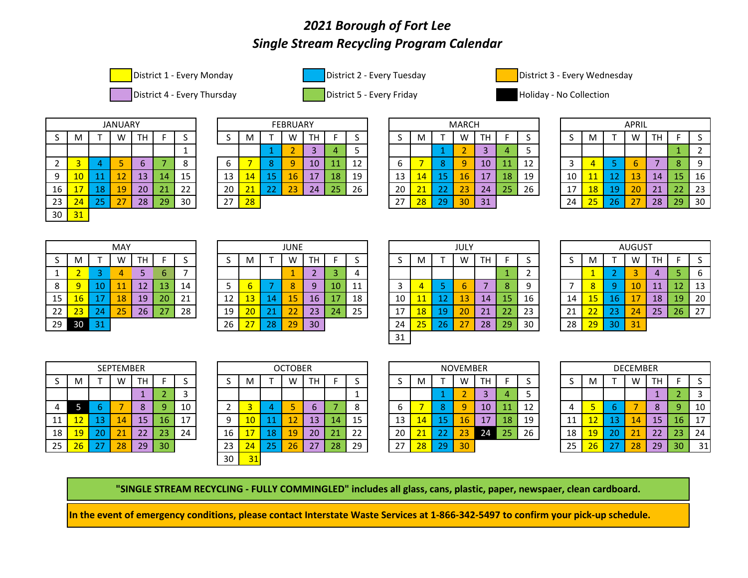# *2021 Borough of Fort Lee*
# *Single Stream Recycling Program Calendar*

- District 1 - Every Monday
- District 2 - Every Tuesday
- District 3 - Every Wednesday
- District 4 - Every Thursday
- District 5 - Every Friday
- Holiday - No Collection

| JANUARY | | | | | | |
|---|---|---|---|---|---|---|
| S | M | T | W | TH | F | S |
| | | | | | | 1 |
| 2 | 3 | 4 | 5 | 6 | 7 | 8 |
| 9 | 10 | 11 | 12 | 13 | 14 | 15 |
| 16 | 17 | 18 | 19 | 20 | 21 | 22 |
| 23 | 24 | 25 | 27 | 28 | 29 | 30 |
| 30 | 31 | | | | | |

| FEBRUARY | | | | | | |
|---|---|---|---|---|---|---|
| S | M | T | W | TH | F | S |
| | | 1 | 2 | 3 | 4 | 5 |
| 6 | 7 | 8 | 9 | 10 | 11 | 12 |
| 13 | 14 | 15 | 16 | 17 | 18 | 19 |
| 20 | 21 | 22 | 23 | 24 | 25 | 26 |
| 27 | 28 | | | | | |

| MARCH | | | | | | |
|---|---|---|---|---|---|---|
| S | M | T | W | TH | F | S |
| | | 1 | 2 | 3 | 4 | 5 |
| 6 | 7 | 8 | 9 | 10 | 11 | 12 |
| 13 | 14 | 15 | 16 | 17 | 18 | 19 |
| 20 | 21 | 22 | 23 | 24 | 25 | 26 |
| 27 | 28 | 29 | 30 | 31 | | |

| APRIL | | | | | | |
|---|---|---|---|---|---|---|
| S | M | T | W | TH | F | S |
| | | | | | 1 | 2 |
| 3 | 4 | 5 | 6 | 7 | 8 | 9 |
| 10 | 11 | 12 | 13 | 14 | 15 | 16 |
| 17 | 18 | 19 | 20 | 21 | 22 | 23 |
| 24 | 25 | 26 | 27 | 28 | 29 | 30 |

| MAY | | | | | | |
|---|---|---|---|---|---|---|
| S | M | T | W | TH | F | S |
| 1 | 2 | 3 | 4 | 5 | 6 | 7 |
| 8 | 9 | 10 | 11 | 12 | 13 | 14 |
| 15 | 16 | 17 | 18 | 19 | 20 | 21 |
| 22 | 23 | 24 | 25 | 26 | 27 | 28 |
| 29 | 30 | 31 | | | | |

| JUNE | | | | | | |
|---|---|---|---|---|---|---|
| S | M | T | W | TH | F | S |
| | | | 1 | 2 | 3 | 4 |
| 5 | 6 | 7 | 8 | 9 | 10 | 11 |
| 12 | 13 | 14 | 15 | 16 | 17 | 18 |
| 19 | 20 | 21 | 22 | 23 | 24 | 25 |
| 26 | 27 | 28 | 29 | 30 | | |

| JULY | | | | | | |
|---|---|---|---|---|---|---|
| S | M | T | W | TH | F | S |
| | | | | | 1 | 2 |
| 3 | 4 | 5 | 6 | 7 | 8 | 9 |
| 10 | 11 | 12 | 13 | 14 | 15 | 16 |
| 17 | 18 | 19 | 20 | 21 | 22 | 23 |
| 24 | 25 | 26 | 27 | 28 | 29 | 30 |
| 31 | | | | | | |

| AUGUST | | | | | | |
|---|---|---|---|---|---|---|
| S | M | T | W | TH | F | S |
| | 1 | 2 | 3 | 4 | 5 | 6 |
| 7 | 8 | 9 | 10 | 11 | 12 | 13 |
| 14 | 15 | 16 | 17 | 18 | 19 | 20 |
| 21 | 22 | 23 | 24 | 25 | 26 | 27 |
| 28 | 29 | 30 | 31 | | | |

| SEPTEMBER | | | | | | |
|---|---|---|---|---|---|---|
| S | M | T | W | TH | F | S |
| | | | | 1 | 2 | 3 |
| 4 | 5 | 6 | 7 | 8 | 9 | 10 |
| 11 | 12 | 13 | 14 | 15 | 16 | 17 |
| 18 | 19 | 20 | 21 | 22 | 23 | 24 |
| 25 | 26 | 27 | 28 | 29 | 30 | |

| OCTOBER | | | | | | |
|---|---|---|---|---|---|---|
| S | M | T | W | TH | F | S |
| | | | | | | 1 |
| 2 | 3 | 4 | 5 | 6 | 7 | 8 |
| 9 | 10 | 11 | 12 | 13 | 14 | 15 |
| 16 | 17 | 18 | 19 | 20 | 21 | 22 |
| 23 | 24 | 25 | 26 | 27 | 28 | 29 |
| 30 | 31 | | | | | |

| NOVEMBER | | | | | | |
|---|---|---|---|---|---|---|
| S | M | T | W | TH | F | S |
| | | 1 | 2 | 3 | 4 | 5 |
| 6 | 7 | 8 | 9 | 10 | 11 | 12 |
| 13 | 14 | 15 | 16 | 17 | 18 | 19 |
| 20 | 21 | 22 | 23 | 24 | 25 | 26 |
| 27 | 28 | 29 | 30 | | | |

| DECEMBER | | | | | | |
|---|---|---|---|---|---|---|
| S | M | T | W | TH | F | S |
| | | | | 1 | 2 | 3 |
| 4 | 5 | 6 | 7 | 8 | 9 | 10 |
| 11 | 12 | 13 | 14 | 15 | 16 | 17 |
| 18 | 19 | 20 | 21 | 22 | 23 | 24 |
| 25 | 26 | 27 | 28 | 29 | 30 | 31 |

**"SINGLE STREAM RECYCLING - FULLY COMMINGLED" includes all glass, cans, plastic, paper, newspaer, clean cardboard.**

**In the event of emergency conditions, please contact Interstate Waste Services at 1-866-342-5497 to confirm your pick-up schedule.**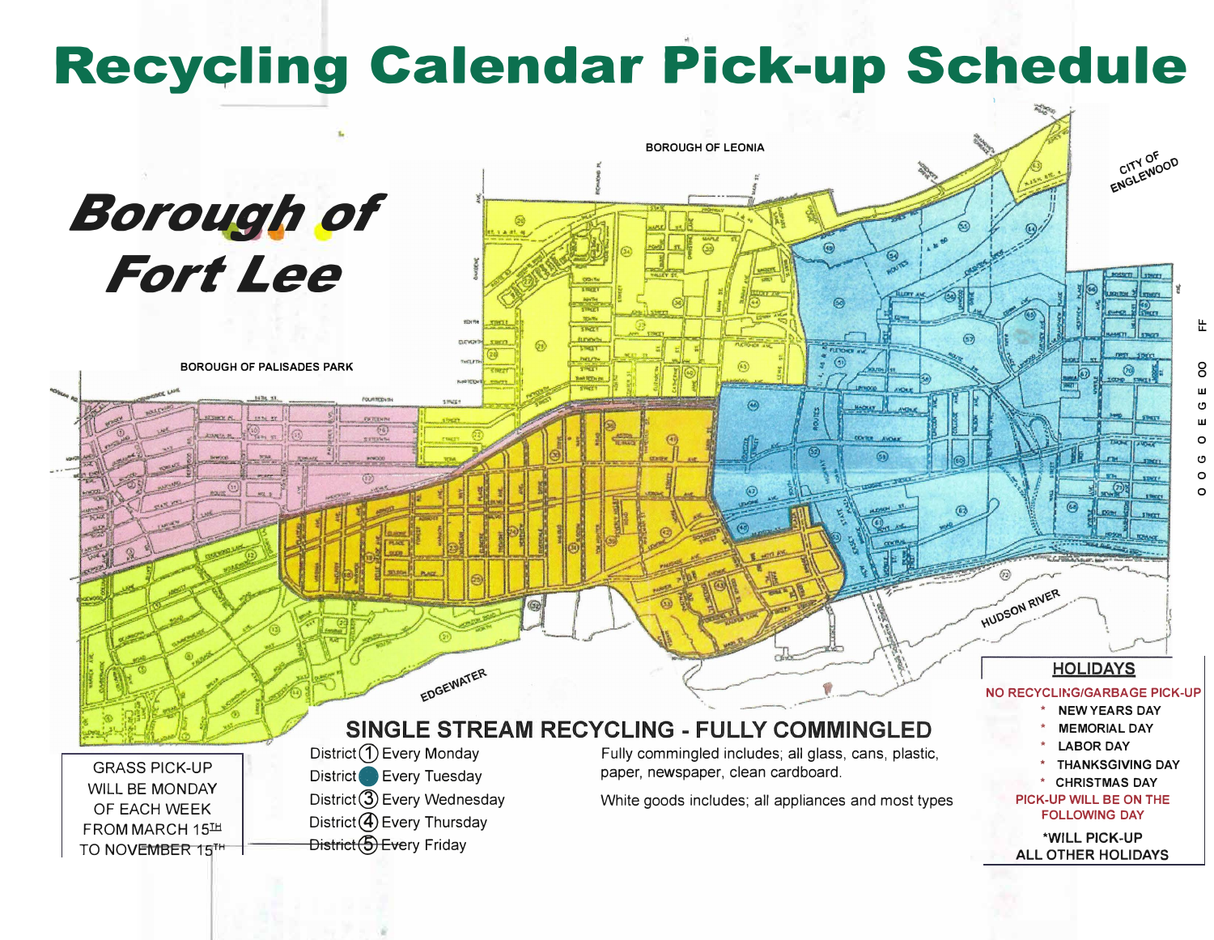# Recycling Calendar Pick-up Schedule

## Borough of Fort Lee

BOROUGH OF LEONIA

CITY OF ENGLEWOOD

BOROUGH OF PALISADES PARK

HUDSON RIVER

EDGEWATER

## SINGLE STREAM RECYCLING - FULLY COMMINGLED

District 1 Every Monday
District 2 Every Tuesday
District 3 Every Wednesday
District 4 Every Thursday
District 5 Every Friday

Fully commingled includes; all glass, cans, plastic, paper, newspaper, clean cardboard.

White goods includes; all appliances and most types

GRASS PICK-UP WILL BE MONDAY OF EACH WEEK FROM MARCH 15TH TO NOVEMBER 15TH

### HOLIDAYS

NO RECYCLING/GARBAGE PICK-UP

- NEW YEARS DAY
- MEMORIAL DAY
- LABOR DAY
- THANKSGIVING DAY
- CHRISTMAS DAY

PICK-UP WILL BE ON THE FOLLOWING DAY

*WILL PICK-UP ALL OTHER HOLIDAYS